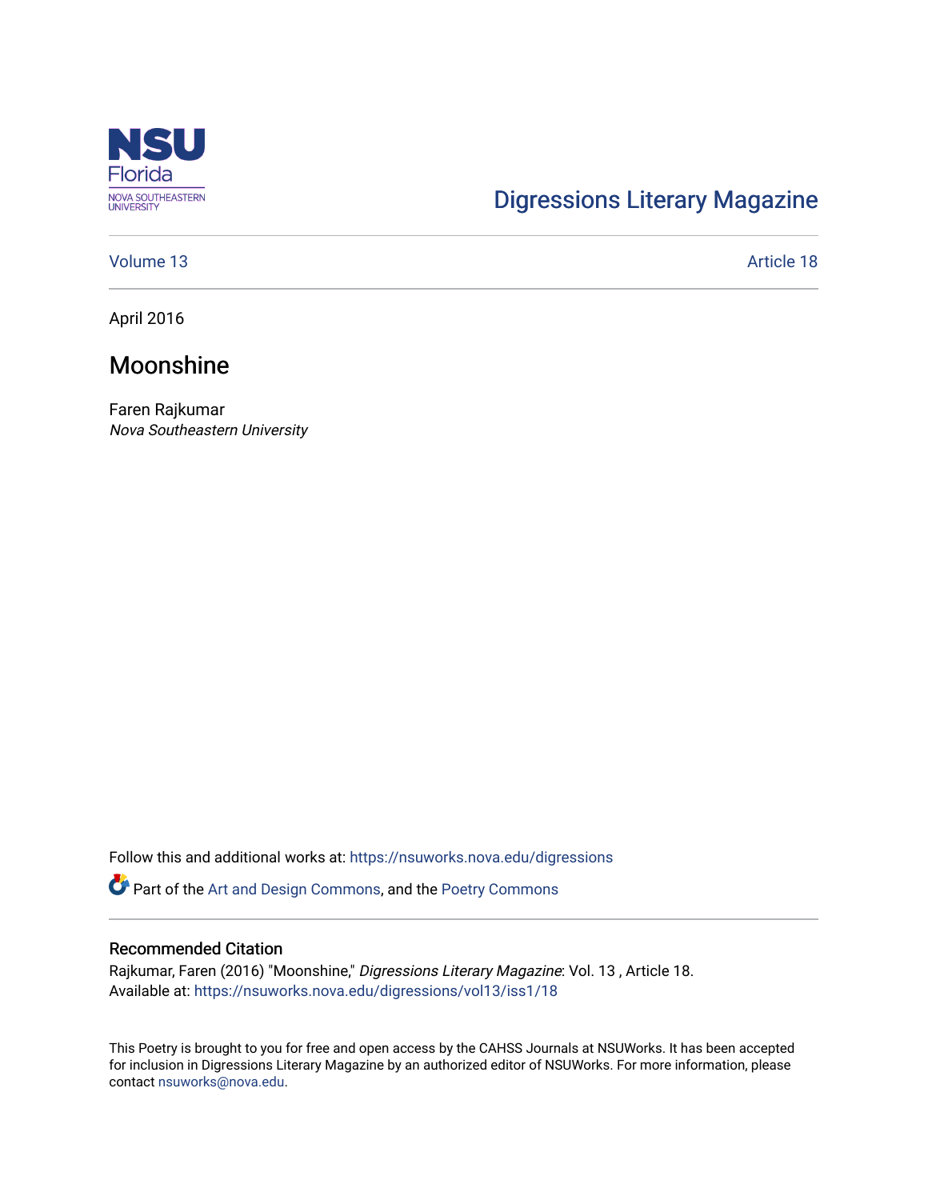NSU Florida
NOVA SOUTHEASTERN UNIVERSITY

Digressions Literary Magazine

Volume 13 Article 18

April 2016

# Moonshine

Faren Rajkumar
*Nova Southeastern University*

Follow this and additional works at: https://nsuworks.nova.edu/digressions

Part of the Art and Design Commons, and the Poetry Commons

## Recommended Citation

Rajkumar, Faren (2016) "Moonshine," *Digressions Literary Magazine*: Vol. 13 , Article 18.
Available at: https://nsuworks.nova.edu/digressions/vol13/iss1/18

This Poetry is brought to you for free and open access by the CAHSS Journals at NSUWorks. It has been accepted for inclusion in Digressions Literary Magazine by an authorized editor of NSUWorks. For more information, please contact nsuworks@nova.edu.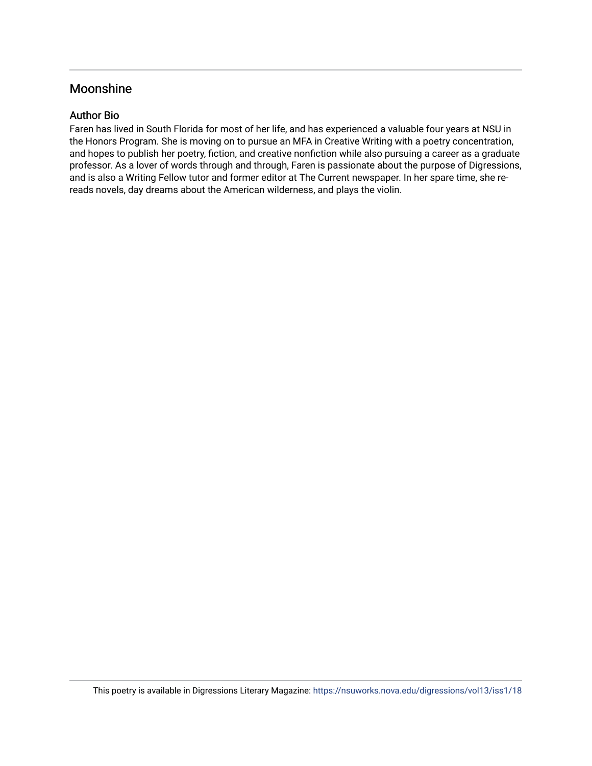## Moonshine

### Author Bio

Faren has lived in South Florida for most of her life, and has experienced a valuable four years at NSU in the Honors Program. She is moving on to pursue an MFA in Creative Writing with a poetry concentration, and hopes to publish her poetry, fiction, and creative nonfiction while also pursuing a career as a graduate professor. As a lover of words through and through, Faren is passionate about the purpose of Digressions, and is also a Writing Fellow tutor and former editor at The Current newspaper. In her spare time, she re-reads novels, day dreams about the American wilderness, and plays the violin.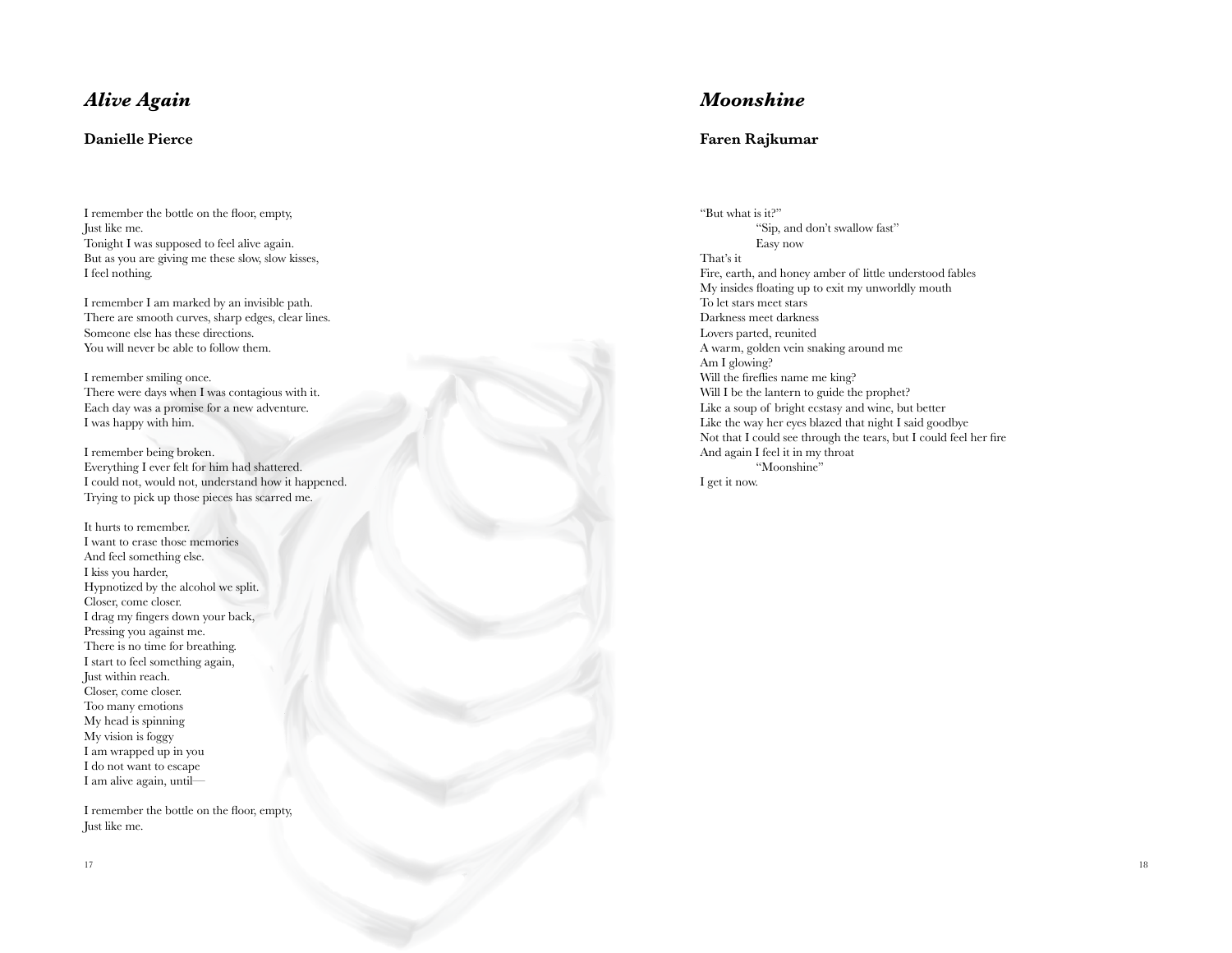## *Alive Again*

**Danielle Pierce**

I remember the bottle on the floor, empty,
Just like me.
Tonight I was supposed to feel alive again.
But as you are giving me these slow, slow kisses,
I feel nothing.

I remember I am marked by an invisible path.
There are smooth curves, sharp edges, clear lines.
Someone else has these directions.
You will never be able to follow them.

I remember smiling once.
There were days when I was contagious with it.
Each day was a promise for a new adventure.
I was happy with him.

I remember being broken.
Everything I ever felt for him had shattered.
I could not, would not, understand how it happened.
Trying to pick up those pieces has scarred me.

It hurts to remember.
I want to erase those memories
And feel something else.
I kiss you harder,
Hypnotized by the alcohol we split.
Closer, come closer.
I drag my fingers down your back,
Pressing you against me.
There is no time for breathing.
I start to feel something again,
Just within reach.
Closer, come closer.
Too many emotions
My head is spinning
My vision is foggy
I am wrapped up in you
I do not want to escape
I am alive again, until—

I remember the bottle on the floor, empty,
Just like me.

## *Moonshine*

**Faren Rajkumar**

"But what is it?"
        "Sip, and don't swallow fast"
        Easy now
That's it
Fire, earth, and honey amber of little understood fables
My insides floating up to exit my unworldly mouth
To let stars meet stars
Darkness meet darkness
Lovers parted, reunited
A warm, golden vein snaking around me
Am I glowing?
Will the fireflies name me king?
Will I be the lantern to guide the prophet?
Like a soup of bright ecstasy and wine, but better
Like the way her eyes blazed that night I said goodbye
Not that I could see through the tears, but I could feel her fire
And again I feel it in my throat
        "Moonshine"
I get it now.